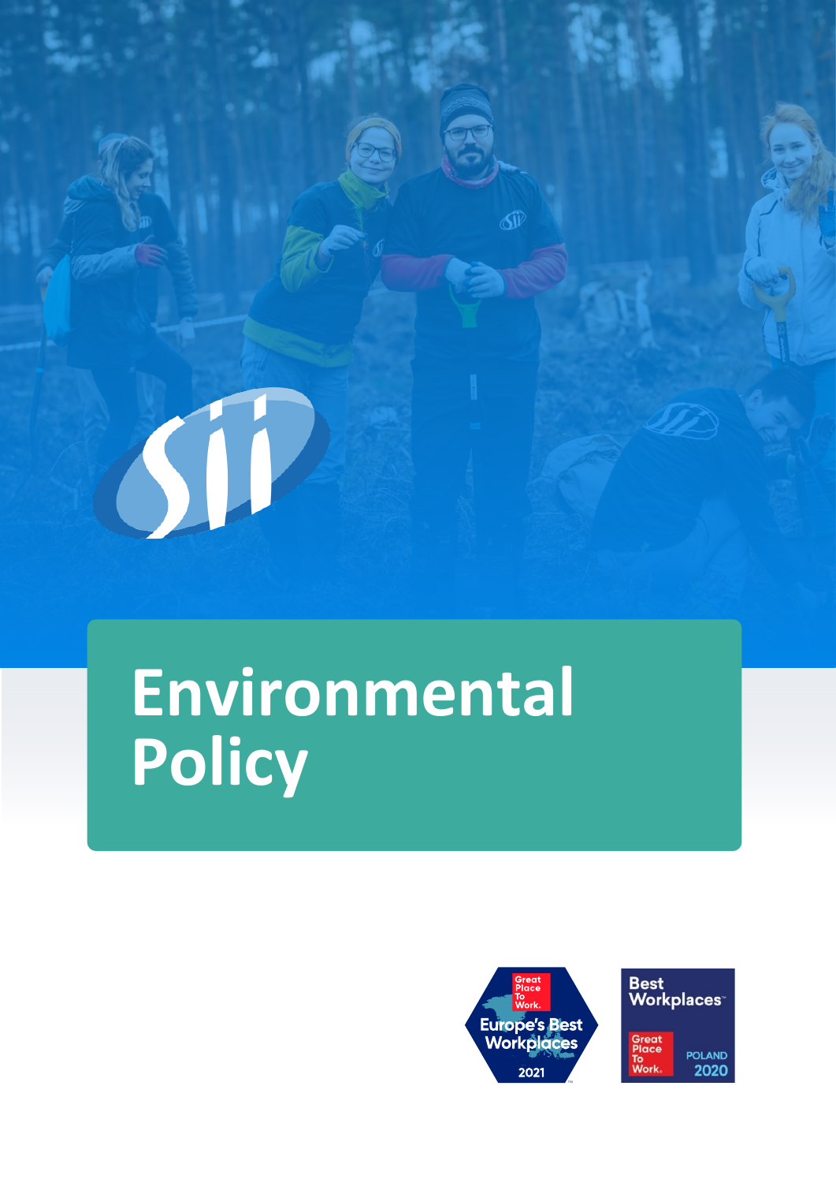# Environmental Policy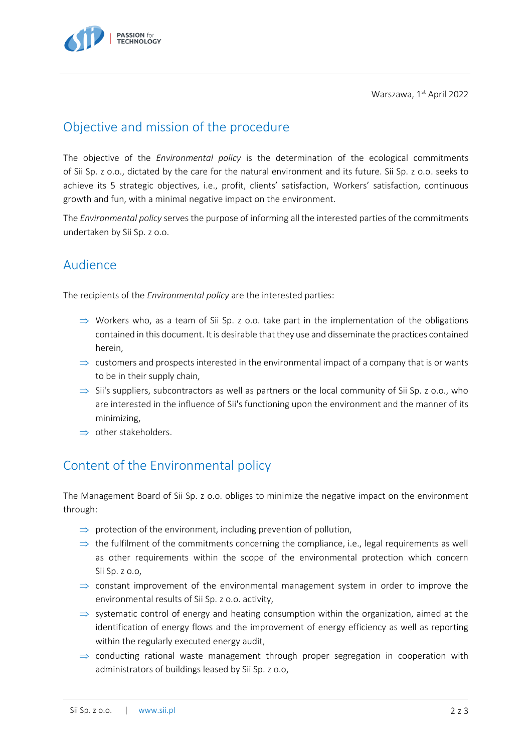Warszawa, 1st April 2022

## Objective and mission of the procedure

The objective of the *Environmental policy* is the determination of the ecological commitments of Sii Sp. z o.o., dictated by the care for the natural environment and its future. Sii Sp. z o.o. seeks to achieve its 5 strategic objectives, i.e., profit, clients' satisfaction, Workers' satisfaction, continuous growth and fun, with a minimal negative impact on the environment.

The *Environmental policy* serves the purpose of informing all the interested parties of the commitments undertaken by Sii Sp. z o.o.

## Audience

The recipients of the *Environmental policy* are the interested parties:

- ⇒ Workers who, as a team of Sii Sp. z o.o. take part in the implementation of the obligations contained in this document. It is desirable that they use and disseminate the practices contained herein,
- ⇒ customers and prospects interested in the environmental impact of a company that is or wants to be in their supply chain,
- ⇒ Sii's suppliers, subcontractors as well as partners or the local community of Sii Sp. z o.o., who are interested in the influence of Sii's functioning upon the environment and the manner of its minimizing,
- ⇒ other stakeholders.

## Content of the Environmental policy

The Management Board of Sii Sp. z o.o. obliges to minimize the negative impact on the environment through:

- ⇒ protection of the environment, including prevention of pollution,
- ⇒ the fulfilment of the commitments concerning the compliance, i.e., legal requirements as well as other requirements within the scope of the environmental protection which concern Sii Sp. z o.o,
- ⇒ constant improvement of the environmental management system in order to improve the environmental results of Sii Sp. z o.o. activity,
- ⇒ systematic control of energy and heating consumption within the organization, aimed at the identification of energy flows and the improvement of energy efficiency as well as reporting within the regularly executed energy audit,
- ⇒ conducting rational waste management through proper segregation in cooperation with administrators of buildings leased by Sii Sp. z o.o,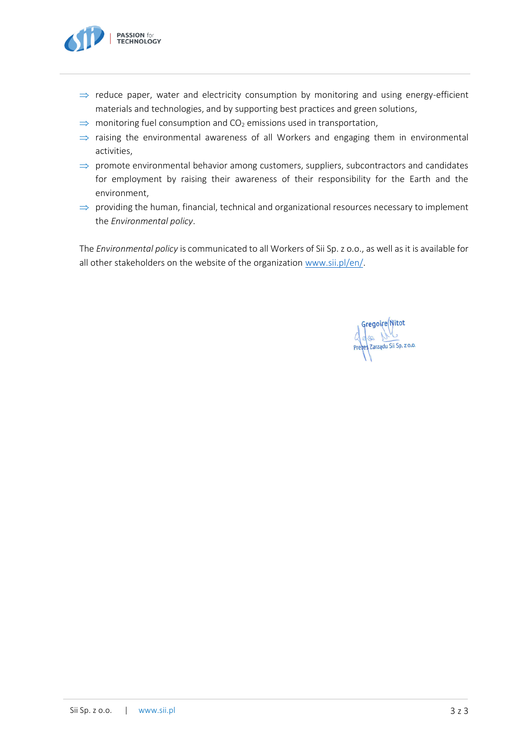- ⇒ reduce paper, water and electricity consumption by monitoring and using energy-efficient materials and technologies, and by supporting best practices and green solutions,
- ⇒ monitoring fuel consumption and $CO_2$ emissions used in transportation,
- ⇒ raising the environmental awareness of all Workers and engaging them in environmental activities,
- ⇒ promote environmental behavior among customers, suppliers, subcontractors and candidates for employment by raising their awareness of their responsibility for the Earth and the environment,
- ⇒ providing the human, financial, technical and organizational resources necessary to implement the *Environmental policy*.

The *Environmental policy* is communicated to all Workers of Sii Sp. z o.o., as well as it is available for all other stakeholders on the website of the organization [www.sii.pl/en/](www.sii.pl/en/).

Gregoire Nitot
Prezes Zarządu Sii Sp. z o.o.